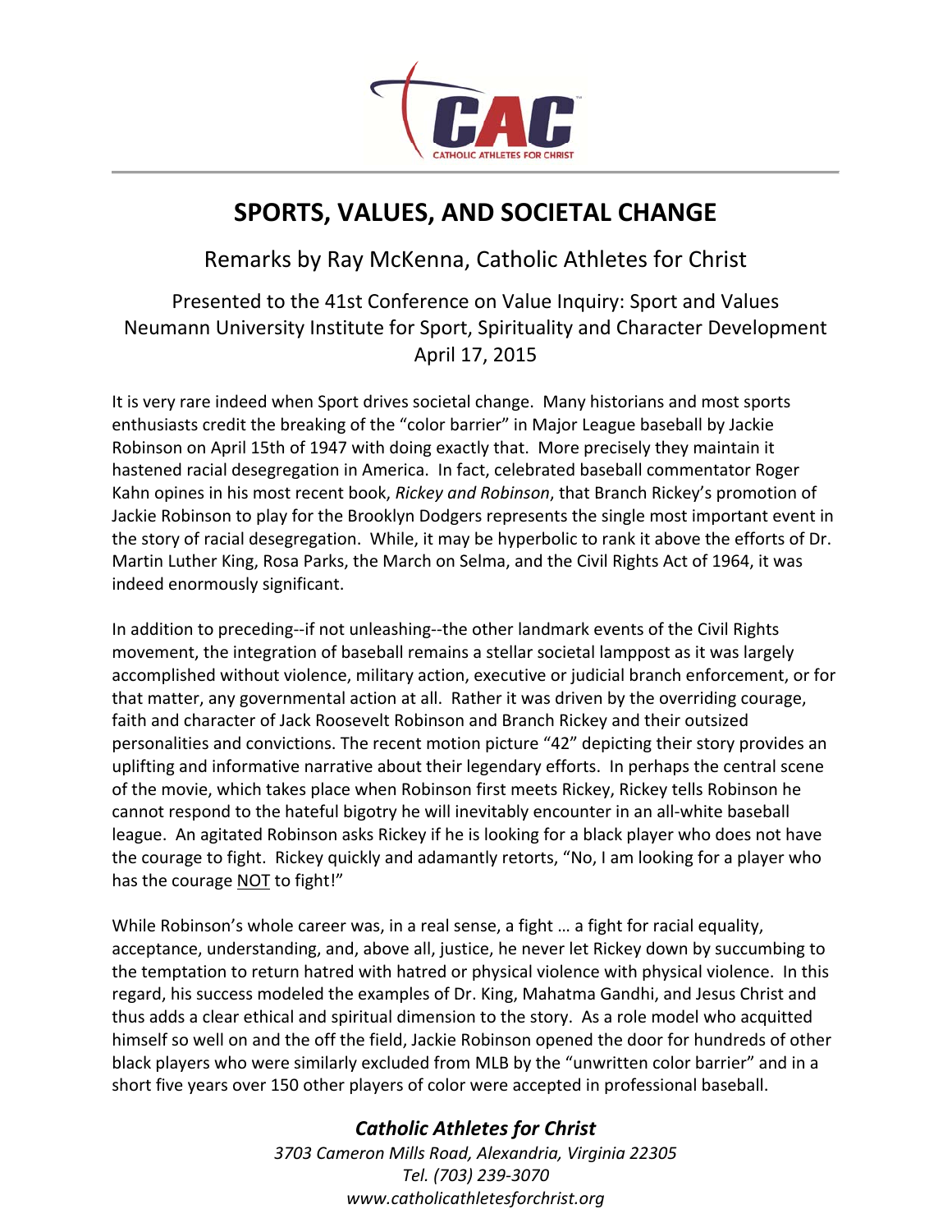# SPORTS, VALUES, AND SOCIETAL CHANGE

Remarks by Ray McKenna, Catholic Athletes for Christ

Presented to the 41st Conference on Value Inquiry: Sport and Values
Neumann University Institute for Sport, Spirituality and Character Development
April 17, 2015

It is very rare indeed when Sport drives societal change. Many historians and most sports enthusiasts credit the breaking of the "color barrier" in Major League baseball by Jackie Robinson on April 15th of 1947 with doing exactly that. More precisely they maintain it hastened racial desegregation in America. In fact, celebrated baseball commentator Roger Kahn opines in his most recent book, *Rickey and Robinson*, that Branch Rickey's promotion of Jackie Robinson to play for the Brooklyn Dodgers represents the single most important event in the story of racial desegregation. While, it may be hyperbolic to rank it above the efforts of Dr. Martin Luther King, Rosa Parks, the March on Selma, and the Civil Rights Act of 1964, it was indeed enormously significant.

In addition to preceding--if not unleashing--the other landmark events of the Civil Rights movement, the integration of baseball remains a stellar societal lamppost as it was largely accomplished without violence, military action, executive or judicial branch enforcement, or for that matter, any governmental action at all. Rather it was driven by the overriding courage, faith and character of Jack Roosevelt Robinson and Branch Rickey and their outsized personalities and convictions. The recent motion picture "42" depicting their story provides an uplifting and informative narrative about their legendary efforts. In perhaps the central scene of the movie, which takes place when Robinson first meets Rickey, Rickey tells Robinson he cannot respond to the hateful bigotry he will inevitably encounter in an all-white baseball league. An agitated Robinson asks Rickey if he is looking for a black player who does not have the courage to fight. Rickey quickly and adamantly retorts, "No, I am looking for a player who has the courage NOT to fight!"

While Robinson's whole career was, in a real sense, a fight … a fight for racial equality, acceptance, understanding, and, above all, justice, he never let Rickey down by succumbing to the temptation to return hatred with hatred or physical violence with physical violence. In this regard, his success modeled the examples of Dr. King, Mahatma Gandhi, and Jesus Christ and thus adds a clear ethical and spiritual dimension to the story. As a role model who acquitted himself so well on and the off the field, Jackie Robinson opened the door for hundreds of other black players who were similarly excluded from MLB by the "unwritten color barrier" and in a short five years over 150 other players of color were accepted in professional baseball.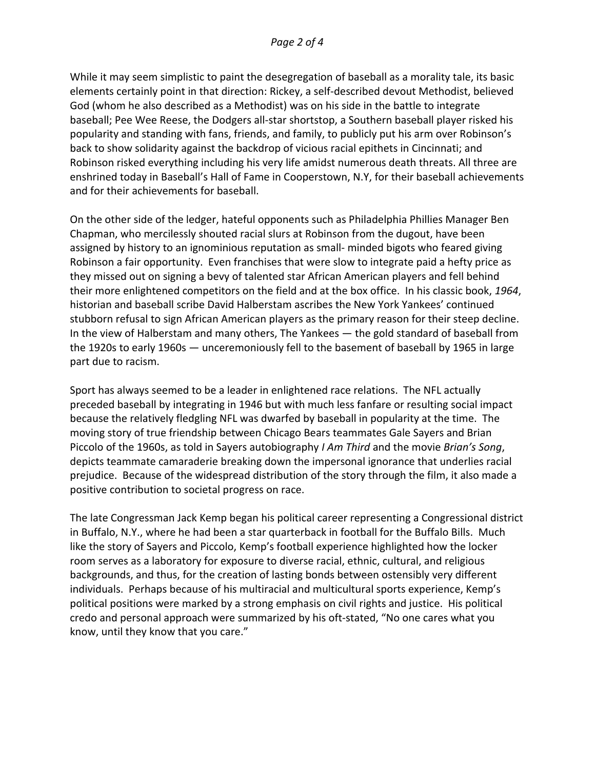While it may seem simplistic to paint the desegregation of baseball as a morality tale, its basic elements certainly point in that direction: Rickey, a self-described devout Methodist, believed God (whom he also described as a Methodist) was on his side in the battle to integrate baseball; Pee Wee Reese, the Dodgers all-star shortstop, a Southern baseball player risked his popularity and standing with fans, friends, and family, to publicly put his arm over Robinson's back to show solidarity against the backdrop of vicious racial epithets in Cincinnati; and Robinson risked everything including his very life amidst numerous death threats. All three are enshrined today in Baseball's Hall of Fame in Cooperstown, N.Y, for their baseball achievements and for their achievements for baseball.

On the other side of the ledger, hateful opponents such as Philadelphia Phillies Manager Ben Chapman, who mercilessly shouted racial slurs at Robinson from the dugout, have been assigned by history to an ignominious reputation as small- minded bigots who feared giving Robinson a fair opportunity. Even franchises that were slow to integrate paid a hefty price as they missed out on signing a bevy of talented star African American players and fell behind their more enlightened competitors on the field and at the box office. In his classic book, *1964*, historian and baseball scribe David Halberstam ascribes the New York Yankees' continued stubborn refusal to sign African American players as the primary reason for their steep decline. In the view of Halberstam and many others, The Yankees — the gold standard of baseball from the 1920s to early 1960s — unceremoniously fell to the basement of baseball by 1965 in large part due to racism.

Sport has always seemed to be a leader in enlightened race relations. The NFL actually preceded baseball by integrating in 1946 but with much less fanfare or resulting social impact because the relatively fledgling NFL was dwarfed by baseball in popularity at the time. The moving story of true friendship between Chicago Bears teammates Gale Sayers and Brian Piccolo of the 1960s, as told in Sayers autobiography *I Am Third* and the movie *Brian's Song*, depicts teammate camaraderie breaking down the impersonal ignorance that underlies racial prejudice. Because of the widespread distribution of the story through the film, it also made a positive contribution to societal progress on race.

The late Congressman Jack Kemp began his political career representing a Congressional district in Buffalo, N.Y., where he had been a star quarterback in football for the Buffalo Bills. Much like the story of Sayers and Piccolo, Kemp's football experience highlighted how the locker room serves as a laboratory for exposure to diverse racial, ethnic, cultural, and religious backgrounds, and thus, for the creation of lasting bonds between ostensibly very different individuals. Perhaps because of his multiracial and multicultural sports experience, Kemp's political positions were marked by a strong emphasis on civil rights and justice. His political credo and personal approach were summarized by his oft-stated, "No one cares what you know, until they know that you care."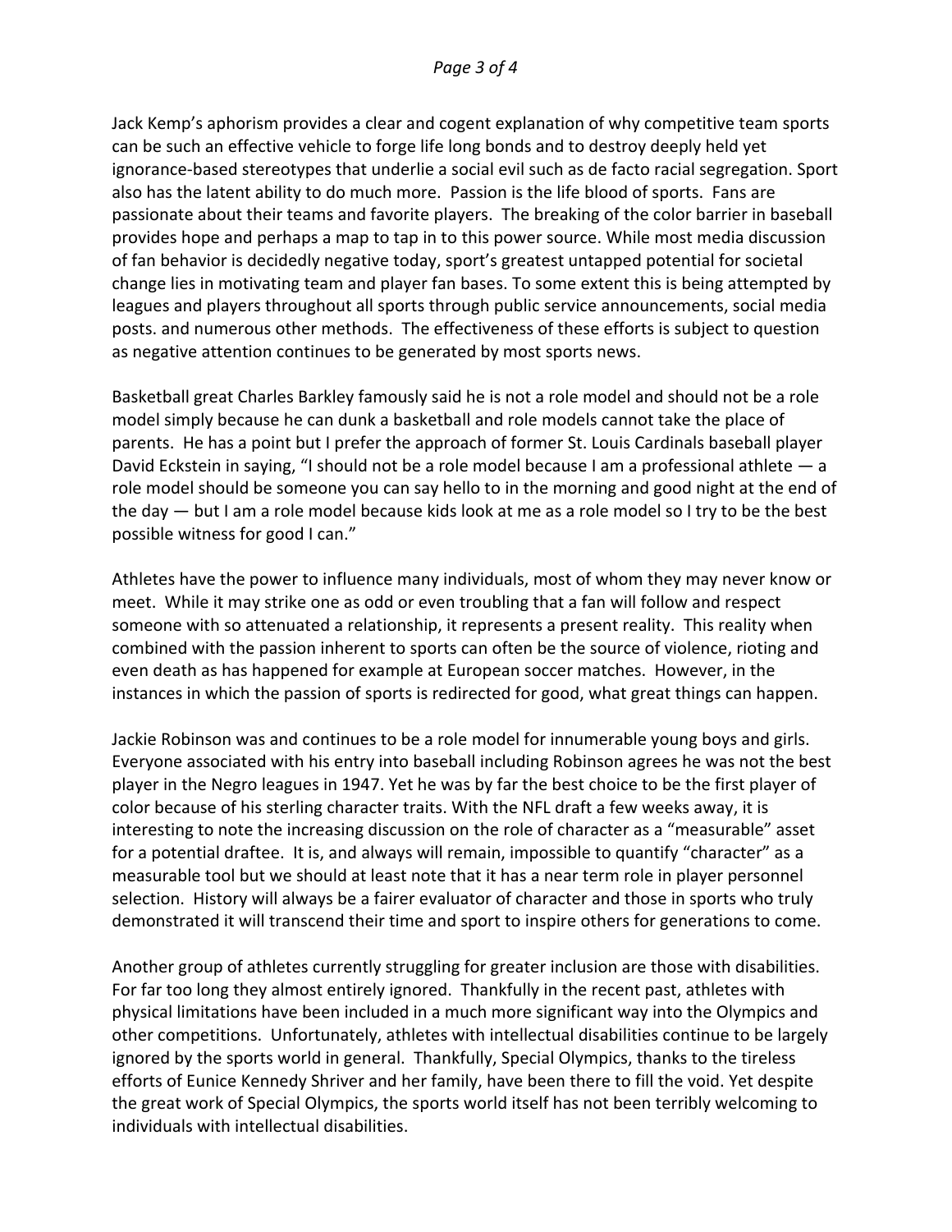Jack Kemp's aphorism provides a clear and cogent explanation of why competitive team sports can be such an effective vehicle to forge life long bonds and to destroy deeply held yet ignorance-based stereotypes that underlie a social evil such as de facto racial segregation. Sport also has the latent ability to do much more. Passion is the life blood of sports. Fans are passionate about their teams and favorite players. The breaking of the color barrier in baseball provides hope and perhaps a map to tap in to this power source. While most media discussion of fan behavior is decidedly negative today, sport's greatest untapped potential for societal change lies in motivating team and player fan bases. To some extent this is being attempted by leagues and players throughout all sports through public service announcements, social media posts. and numerous other methods. The effectiveness of these efforts is subject to question as negative attention continues to be generated by most sports news.

Basketball great Charles Barkley famously said he is not a role model and should not be a role model simply because he can dunk a basketball and role models cannot take the place of parents. He has a point but I prefer the approach of former St. Louis Cardinals baseball player David Eckstein in saying, "I should not be a role model because I am a professional athlete — a role model should be someone you can say hello to in the morning and good night at the end of the day — but I am a role model because kids look at me as a role model so I try to be the best possible witness for good I can."

Athletes have the power to influence many individuals, most of whom they may never know or meet. While it may strike one as odd or even troubling that a fan will follow and respect someone with so attenuated a relationship, it represents a present reality. This reality when combined with the passion inherent to sports can often be the source of violence, rioting and even death as has happened for example at European soccer matches. However, in the instances in which the passion of sports is redirected for good, what great things can happen.

Jackie Robinson was and continues to be a role model for innumerable young boys and girls. Everyone associated with his entry into baseball including Robinson agrees he was not the best player in the Negro leagues in 1947. Yet he was by far the best choice to be the first player of color because of his sterling character traits. With the NFL draft a few weeks away, it is interesting to note the increasing discussion on the role of character as a "measurable" asset for a potential draftee. It is, and always will remain, impossible to quantify "character" as a measurable tool but we should at least note that it has a near term role in player personnel selection. History will always be a fairer evaluator of character and those in sports who truly demonstrated it will transcend their time and sport to inspire others for generations to come.

Another group of athletes currently struggling for greater inclusion are those with disabilities. For far too long they almost entirely ignored. Thankfully in the recent past, athletes with physical limitations have been included in a much more significant way into the Olympics and other competitions. Unfortunately, athletes with intellectual disabilities continue to be largely ignored by the sports world in general. Thankfully, Special Olympics, thanks to the tireless efforts of Eunice Kennedy Shriver and her family, have been there to fill the void. Yet despite the great work of Special Olympics, the sports world itself has not been terribly welcoming to individuals with intellectual disabilities.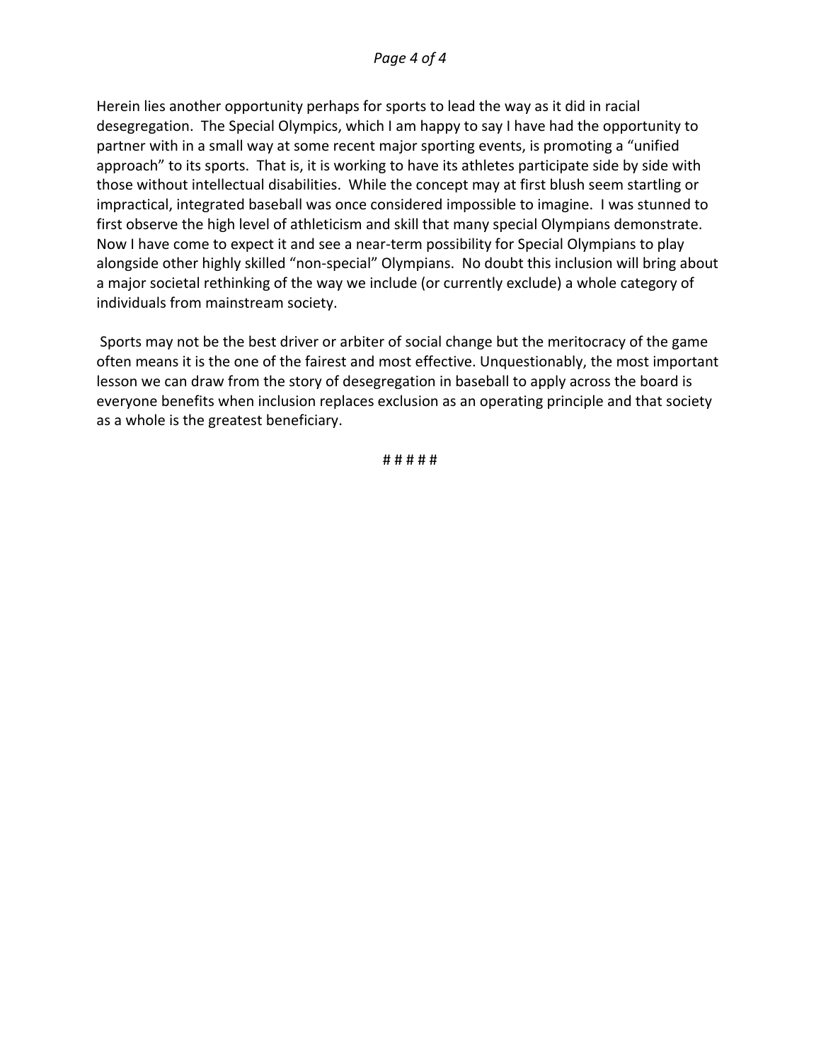Herein lies another opportunity perhaps for sports to lead the way as it did in racial desegregation. The Special Olympics, which I am happy to say I have had the opportunity to partner with in a small way at some recent major sporting events, is promoting a "unified approach" to its sports. That is, it is working to have its athletes participate side by side with those without intellectual disabilities. While the concept may at first blush seem startling or impractical, integrated baseball was once considered impossible to imagine. I was stunned to first observe the high level of athleticism and skill that many special Olympians demonstrate. Now I have come to expect it and see a near-term possibility for Special Olympians to play alongside other highly skilled "non-special" Olympians. No doubt this inclusion will bring about a major societal rethinking of the way we include (or currently exclude) a whole category of individuals from mainstream society.

Sports may not be the best driver or arbiter of social change but the meritocracy of the game often means it is the one of the fairest and most effective. Unquestionably, the most important lesson we can draw from the story of desegregation in baseball to apply across the board is everyone benefits when inclusion replaces exclusion as an operating principle and that society as a whole is the greatest beneficiary.

# # # # #